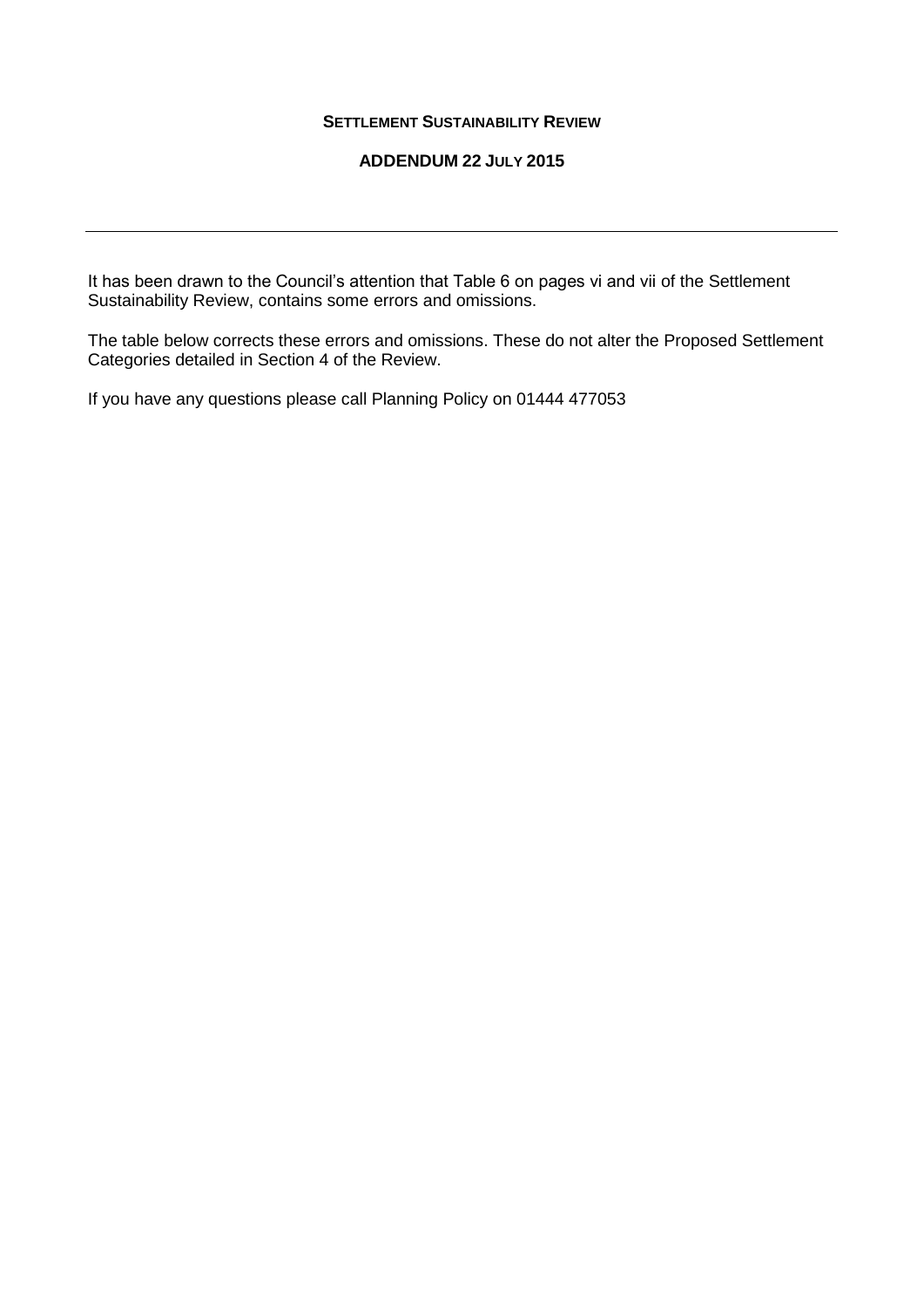**SETTLEMENT SUSTAINABILITY REVIEW**

**ADDENDUM 22 JULY 2015**

---

It has been drawn to the Council's attention that Table 6 on pages vi and vii of the Settlement Sustainability Review, contains some errors and omissions.

The table below corrects these errors and omissions. These do not alter the Proposed Settlement Categories detailed in Section 4 of the Review.

If you have any questions please call Planning Policy on 01444 477053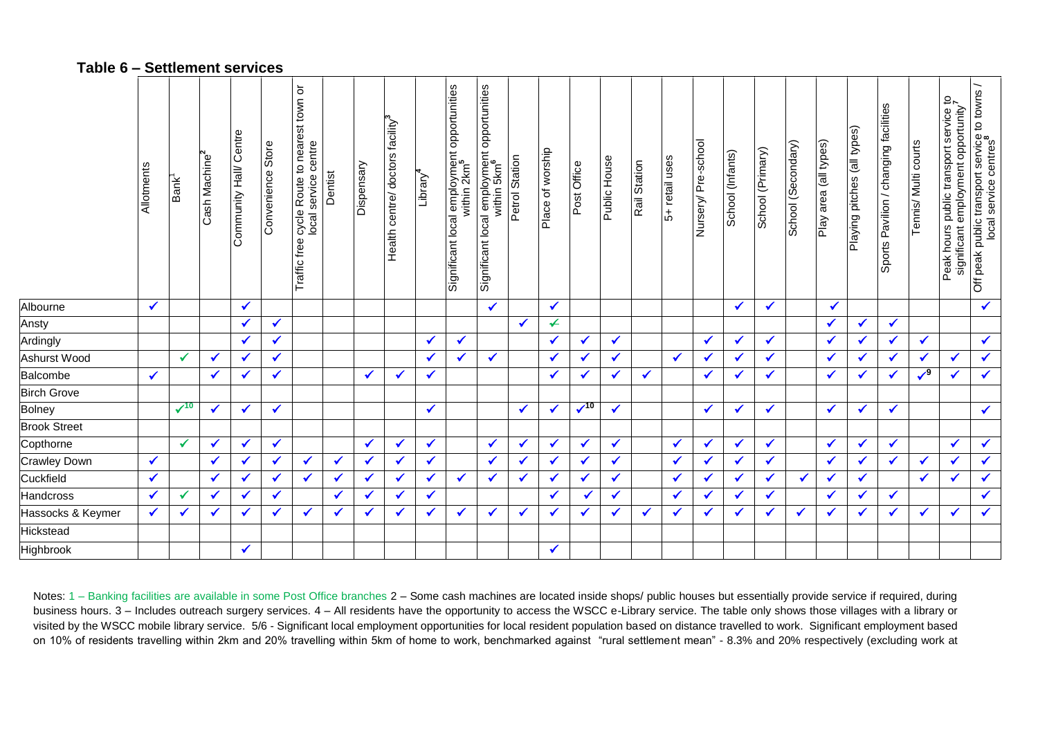## Table 6 – Settlement services

| | Allotments | Bank[1] | Cash Machine[2] | Community Hall/ Centre | Convenience Store | Traffic free cycle Route to nearest town or local service centre | Dentist | Dispensary | Health centre/ doctors facility[3] | Library[4] | Significant local employment opportunities within 2km[5] | Significant local employment opportunities within 5km[6] | Petrol Station | Place of worship | Post Office | Public House | Rail Station | 5+ retail uses | Nursery/ Pre-school | School (Infants) | School (Primary) | School (Secondary) | Play area (all types) | Playing pitches (all types) | Sports Pavilion / changing facilities | Tennis/ Multi courts | Peak hours public transport service to significant employment opportunity[7] | Off peak public transport service to towns / local service centres[8] |
|---|---|---|---|---|---|---|---|---|---|---|---|---|---|---|---|---|---|---|---|---|---|---|---|---|---|---|---|---|
| Albourne | ✓ | | | ✓ | | | | | | | | ✓ | | ✓ | | | | | | ✓ | ✓ | | ✓ | | | | | ✓ |
| Ansty | | | | ✓ | ✓ | | | | | | | | ✓ | ✓ | | | | | | | | | ✓ | ✓ | ✓ | | | |
| Ardingly | | | | ✓ | ✓ | | | | | ✓ | ✓ | | | ✓ | ✓ | ✓ | | | ✓ | ✓ | ✓ | | ✓ | ✓ | ✓ | ✓ | | ✓ |
| Ashurst Wood | | ✓ | ✓ | ✓ | ✓ | | | | | ✓ | ✓ | ✓ | | ✓ | ✓ | ✓ | | ✓ | ✓ | ✓ | ✓ | | ✓ | ✓ | ✓ | ✓ | ✓ | ✓ |
| Balcombe | ✓ | | ✓ | ✓ | ✓ | | | ✓ | ✓ | ✓ | | | | ✓ | ✓ | ✓ | ✓ | | ✓ | ✓ | ✓ | | ✓ | ✓ | ✓ | ✓[9] | ✓ | ✓ |
| Birch Grove | | | | | | | | | | | | | | | | | | | | | | | | | | | | |
| Bolney | | ✓[10] | ✓ | ✓ | ✓ | | | | | ✓ | | | ✓ | ✓ | ✓[10] | ✓ | | | ✓ | ✓ | ✓ | | ✓ | ✓ | ✓ | | | ✓ |
| Brook Street | | | | | | | | | | | | | | | | | | | | | | | | | | | | |
| Copthorne | | ✓ | ✓ | ✓ | ✓ | | | ✓ | ✓ | ✓ | | ✓ | ✓ | ✓ | ✓ | ✓ | | ✓ | ✓ | ✓ | ✓ | | ✓ | ✓ | ✓ | | ✓ | ✓ |
| Crawley Down | ✓ | | ✓ | ✓ | ✓ | ✓ | ✓ | ✓ | ✓ | ✓ | | ✓ | ✓ | ✓ | ✓ | ✓ | | ✓ | ✓ | ✓ | ✓ | | ✓ | ✓ | ✓ | ✓ | ✓ | ✓ |
| Cuckfield | ✓ | | ✓ | ✓ | ✓ | ✓ | ✓ | ✓ | ✓ | ✓ | ✓ | ✓ | ✓ | ✓ | ✓ | ✓ | | ✓ | ✓ | ✓ | ✓ | ✓ | ✓ | ✓ | | ✓ | ✓ | ✓ |
| Handcross | ✓ | ✓ | ✓ | ✓ | ✓ | | ✓ | ✓ | ✓ | ✓ | | | | ✓ | ✓ | ✓ | | ✓ | ✓ | ✓ | ✓ | | ✓ | ✓ | ✓ | | | ✓ |
| Hassocks & Keymer | ✓ | ✓ | ✓ | ✓ | ✓ | ✓ | ✓ | ✓ | ✓ | ✓ | ✓ | ✓ | ✓ | ✓ | ✓ | ✓ | ✓ | ✓ | ✓ | ✓ | ✓ | ✓ | ✓ | ✓ | ✓ | ✓ | ✓ | ✓ |
| Hickstead | | | | | | | | | | | | | | | | | | | | | | | | | | | | |
| Highbrook | | | | ✓ | | | | | | | | | | ✓ | | | | | | | | | | | | | | |

Notes: 1 – Banking facilities are available in some Post Office branches 2 – Some cash machines are located inside shops/ public houses but essentially provide service if required, during business hours. 3 – Includes outreach surgery services. 4 – All residents have the opportunity to access the WSCC e-Library service. The table only shows those villages with a library or visited by the WSCC mobile library service. 5/6 - Significant local employment opportunities for local resident population based on distance travelled to work. Significant employment based on 10% of residents travelling within 2km and 20% travelling within 5km of home to work, benchmarked against "rural settlement mean" - 8.3% and 20% respectively (excluding work at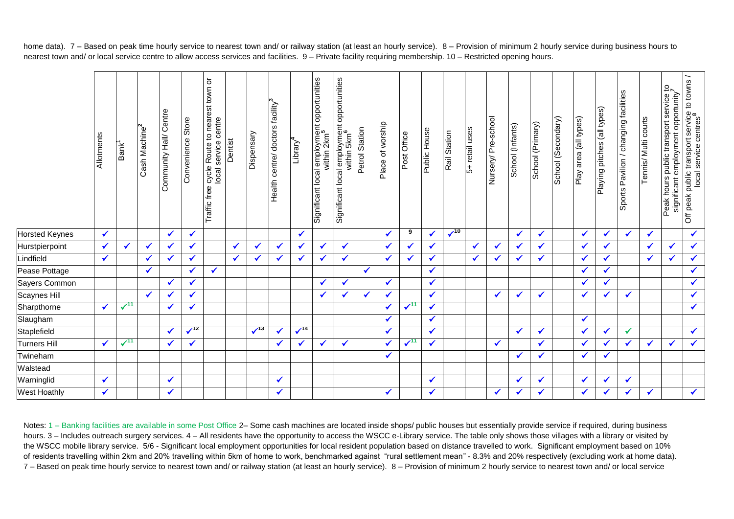home data). 7 – Based on peak time hourly service to nearest town and/ or railway station (at least an hourly service). 8 – Provision of minimum 2 hourly service during business hours to nearest town and/ or local service centre to allow access services and facilities. 9 – Private facility requiring membership. 10 – Restricted opening hours.

| | Allotments | Bank[1] | Cash Machine[2] | Community Hall/ Centre | Convenience Store | Traffic free cycle Route to nearest town or local service centre | Dentist | Dispensary | Health centre/ doctors facility[3] | Library[4] | Significant local employment opportunities within 2km[5] | Significant local employment opportunities within 5km[6] | Petrol Station | Place of worship | Post Office | Public House | Rail Station | 5+ retail uses | Nursery/ Pre-school | School (Infants) | School (Primary) | School (Secondary) | Play area (all types) | Playing pitches (all types) | Sports Pavilion / changing facilities | Tennis/ Multi courts | Peak hours public transport service to significant employment opportunity[7] | Off peak public transport service to towns / local service centres[8] |
|---|---|---|---|---|---|---|---|---|---|---|---|---|---|---|---|---|---|---|---|---|---|---|---|---|---|---|---|---|
| Horsted Keynes | ✓ | | | ✓ | ✓ | | | | | ✓ | | | | ✓ | 9 | ✓ | ✓[10] | | | ✓ | ✓ | | ✓ | ✓ | ✓ | ✓ | | ✓ |
| Hurstpierpoint | ✓ | ✓ | ✓ | ✓ | ✓ | | ✓ | ✓ | ✓ | ✓ | ✓ | ✓ | | ✓ | ✓ | ✓ | | ✓ | ✓ | ✓ | ✓ | | ✓ | ✓ | | ✓ | ✓ | ✓ |
| Lindfield | ✓ | | ✓ | ✓ | ✓ | | ✓ | ✓ | ✓ | ✓ | ✓ | ✓ | | ✓ | ✓ | ✓ | | ✓ | ✓ | ✓ | ✓ | | ✓ | ✓ | | ✓ | ✓ | ✓ |
| Pease Pottage | | | ✓ | | ✓ | ✓ | | | | | | | ✓ | | | ✓ | | | | | | | ✓ | ✓ | | | | ✓ |
| Sayers Common | | | | ✓ | ✓ | | | | | | ✓ | ✓ | | ✓ | | ✓ | | | | | | | ✓ | ✓ | | | | ✓ |
| Scaynes Hill | | | ✓ | ✓ | ✓ | | | | | | ✓ | ✓ | ✓ | ✓ | | ✓ | | | ✓ | ✓ | ✓ | | ✓ | ✓ | ✓ | | | ✓ |
| Sharpthorne | ✓ | ✓[11] | | ✓ | ✓ | | | | | | | | | ✓ | ✓[11] | ✓ | | | | | | | | | | | | ✓ |
| Slaugham | | | | | | | | | | | | | | ✓ | | ✓ | | | | | | | ✓ | | | | | |
| Staplefield | | | | ✓ | ✓[12] | | | ✓[13] | ✓ | ✓[14] | | | | ✓ | | ✓ | | | | ✓ | ✓ | | ✓ | ✓ | ✓ | | | ✓ |
| Turners Hill | ✓ | ✓[11] | | ✓ | ✓ | | | | ✓ | ✓ | ✓ | ✓ | | ✓ | ✓[11] | ✓ | | | ✓ | | ✓ | | ✓ | ✓ | ✓ | ✓ | ✓ | ✓ |
| Twineham | | | | | | | | | | | | | | ✓ | | | | | | ✓ | ✓ | | ✓ | ✓ | | | | |
| Walstead | | | | | | | | | | | | | | | | | | | | | | | | | | | | |
| Warninglid | ✓ | | | ✓ | | | | | ✓ | | | | | | | ✓ | | | | ✓ | ✓ | | ✓ | ✓ | ✓ | | | |
| West Hoathly | ✓ | | | ✓ | | | | | ✓ | | | | | ✓ | | ✓ | | | ✓ | ✓ | ✓ | | ✓ | ✓ | ✓ | ✓ | | ✓ |

Notes: 1 – Banking facilities are available in some Post Office 2– Some cash machines are located inside shops/ public houses but essentially provide service if required, during business hours. 3 – Includes outreach surgery services. 4 – All residents have the opportunity to access the WSCC e-Library service. The table only shows those villages with a library or visited by the WSCC mobile library service. 5/6 - Significant local employment opportunities for local resident population based on distance travelled to work. Significant employment based on 10% of residents travelling within 2km and 20% travelling within 5km of home to work, benchmarked against "rural settlement mean" - 8.3% and 20% respectively (excluding work at home data). 7 – Based on peak time hourly service to nearest town and/ or railway station (at least an hourly service). 8 – Provision of minimum 2 hourly service to nearest town and/ or local service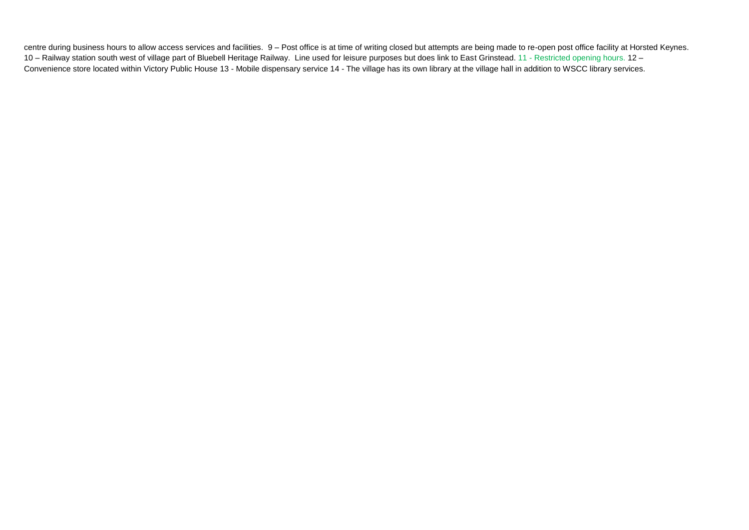centre during business hours to allow access services and facilities. 9 – Post office is at time of writing closed but attempts are being made to re-open post office facility at Horsted Keynes. 10 – Railway station south west of village part of Bluebell Heritage Railway. Line used for leisure purposes but does link to East Grinstead. 11 - Restricted opening hours. 12 – Convenience store located within Victory Public House 13 - Mobile dispensary service 14 - The village has its own library at the village hall in addition to WSCC library services.